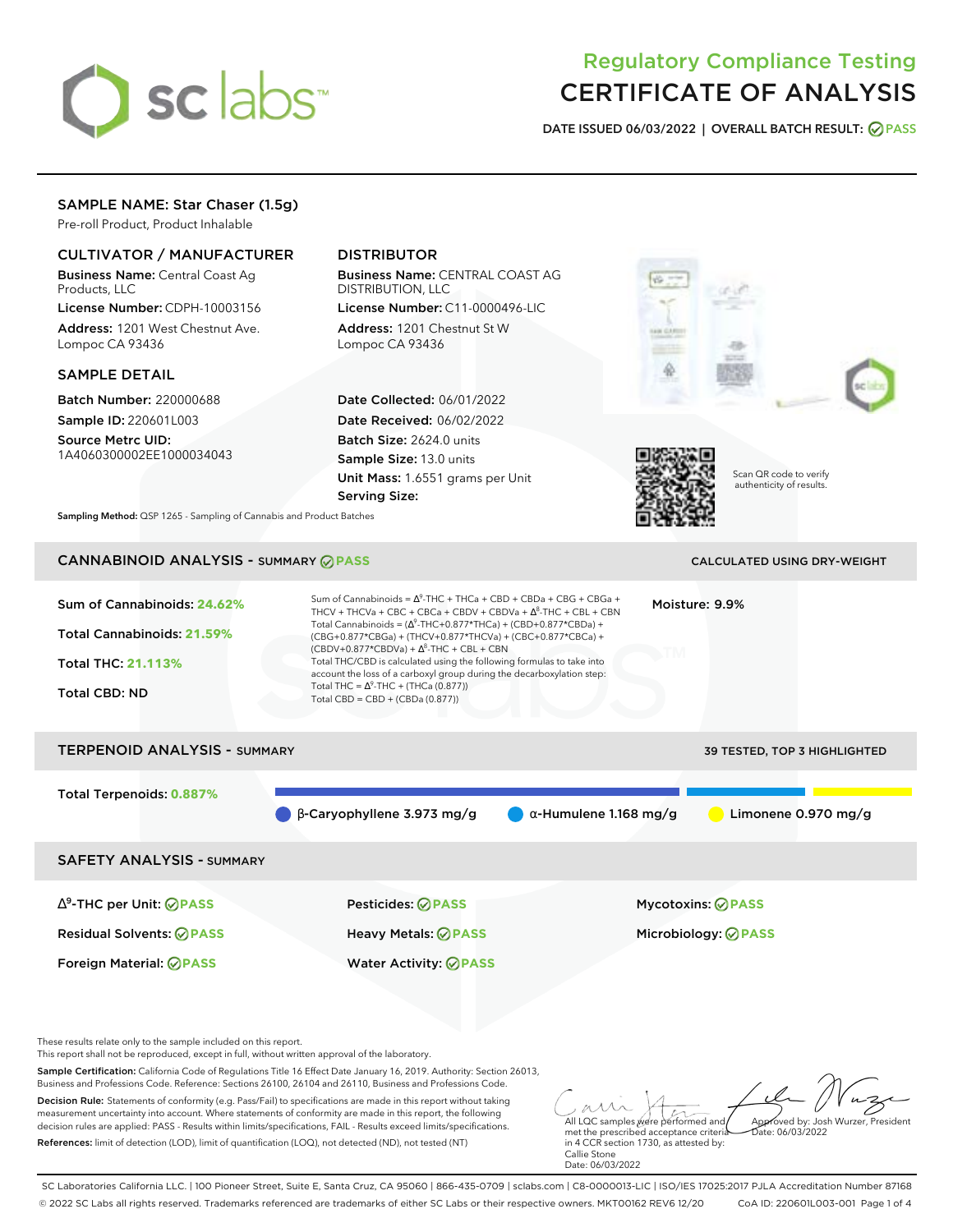# Regulatory Compliance Testing
# CERTIFICATE OF ANALYSIS

**DATE ISSUED 06/03/2022 | OVERALL BATCH RESULT: PASS**

## SAMPLE NAME: Star Chaser (1.5g)

Pre-roll Product, Product Inhalable

### CULTIVATOR / MANUFACTURER

**Business Name:** Central Coast Ag Products, LLC

**License Number:** CDPH-10003156

**Address:** 1201 West Chestnut Ave. Lompoc CA 93436

### DISTRIBUTOR

**Business Name:** CENTRAL COAST AG DISTRIBUTION, LLC

**License Number:** C11-0000496-LIC

**Address:** 1201 Chestnut St W Lompoc CA 93436

### SAMPLE DETAIL

**Batch Number:** 220000688

**Sample ID:** 220601L003

**Source Metrc UID:** 1A4060300002EE1000034043

**Date Collected:** 06/01/2022

**Date Received:** 06/02/2022

**Batch Size:** 2624.0 units

**Sample Size:** 13.0 units

**Unit Mass:** 1.6551 grams per Unit

**Serving Size:**

Scan QR code to verify authenticity of results.

**Sampling Method:** QSP 1265 - Sampling of Cannabis and Product Batches

## CANNABINOID ANALYSIS - SUMMARY PASS

CALCULATED USING DRY-WEIGHT

**Sum of Cannabinoids:** 24.62%

**Total Cannabinoids:** 21.59%

**Total THC:** 21.113%

**Total CBD:** ND

Sum of Cannabinoids = $\Delta^9$-THC + THCa + CBD + CBDa + CBG + CBGa + THCV + THCVa + CBC + CBCa + CBDV + CBDVa + $\Delta^8$-THC + CBL + CBN

Total Cannabinoids = ($\Delta^9$-THC+0.877*THCa) + (CBD+0.877*CBDa) + (CBG+0.877*CBGa) + (THCV+0.877*THCVa) + (CBC+0.877*CBCa) + (CBDV+0.877*CBDVa) + $\Delta^8$-THC + CBL + CBN

Total THC/CBD is calculated using the following formulas to take into account the loss of a carboxyl group during the decarboxylation step:

Total THC = $\Delta^9$-THC + (THCa (0.877))

Total CBD = CBD + (CBDa (0.877))

**Moisture:** 9.9%

## TERPENOID ANALYSIS - SUMMARY

39 TESTED, TOP 3 HIGHLIGHTED

**Total Terpenoids:** 0.887%

- β-Caryophyllene 3.973 mg/g
- α-Humulene 1.168 mg/g
- Limonene 0.970 mg/g

## SAFETY ANALYSIS - SUMMARY

| | | |
|---|---|---|
| $\Delta^9$-THC per Unit: PASS | Pesticides: PASS | Mycotoxins: PASS |
| Residual Solvents: PASS | Heavy Metals: PASS | Microbiology: PASS |
| Foreign Material: PASS | Water Activity: PASS | |

These results relate only to the sample included on this report.
This report shall not be reproduced, except in full, without written approval of the laboratory.

**Sample Certification:** California Code of Regulations Title 16 Effect Date January 16, 2019. Authority: Section 26013, Business and Professions Code. Reference: Sections 26100, 26104 and 26110, Business and Professions Code.

**Decision Rule:** Statements of conformity (e.g. Pass/Fail) to specifications are made in this report without taking measurement uncertainty into account. Where statements of conformity are made in this report, the following decision rules are applied: PASS - Results within limits/specifications, FAIL - Results exceed limits/specifications.

**References:** limit of detection (LOD), limit of quantification (LOQ), not detected (ND), not tested (NT)

All LQC samples were performed and met the prescribed acceptance criteria in 4 CCR section 1730, as attested by: Callie Stone
Date: 06/03/2022

Approved by: Josh Wurzer, President
Date: 06/03/2022

SC Laboratories California LLC. | 100 Pioneer Street, Suite E, Santa Cruz, CA 95060 | 866-435-0709 | sclabs.com | C8-0000013-LIC | ISO/IES 17025:2017 PJLA Accreditation Number 87168

© 2022 SC Labs all rights reserved. Trademarks referenced are trademarks of either SC Labs or their respective owners. MKT00162 REV6 12/20 CoA ID: 220601L003-001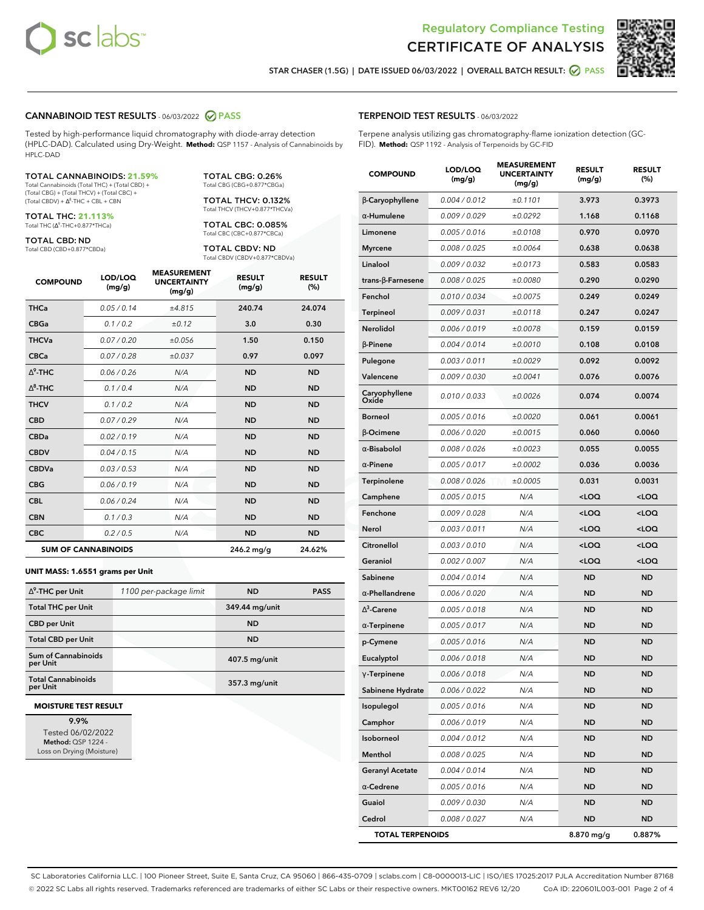# Regulatory Compliance Testing
# CERTIFICATE OF ANALYSIS

STAR CHASER (1.5G) | DATE ISSUED 06/03/2022 | OVERALL BATCH RESULT: PASS

## CANNABINOID TEST RESULTS - 06/03/2022 PASS

Tested by high-performance liquid chromatography with diode-array detection (HPLC-DAD). Calculated using Dry-Weight. **Method:** QSP 1157 - Analysis of Cannabinoids by HPLC-DAD

**TOTAL CANNABINOIDS: 21.59%**
Total Cannabinoids (Total THC) + (Total CBD) + (Total CBG) + (Total THCV) + (Total CBC) + (Total CBDV) + $\Delta^8$-THC + CBL + CBN

**TOTAL THC: 21.113%**
Total THC ($\Delta^9$-THC+0.877*THCa)

**TOTAL CBD: ND**
Total CBD (CBD+0.877*CBDa)

**TOTAL CBG: 0.26%**
Total CBG (CBG+0.877*CBGa)

**TOTAL THCV: 0.132%**
Total THCV (THCV+0.877*THCVa)

**TOTAL CBC: 0.085%**
Total CBC (CBC+0.877*CBCa)

**TOTAL CBDV: ND**
Total CBDV (CBDV+0.877*CBDVa)

| COMPOUND | LOD/LOQ (mg/g) | MEASUREMENT UNCERTAINTY (mg/g) | RESULT (mg/g) | RESULT (%) |
|---|---|---|---|---|
| THCa | 0.05 / 0.14 | ±4.815 | 240.74 | 24.074 |
| CBGa | 0.1 / 0.2 | ±0.12 | 3.0 | 0.30 |
| THCVa | 0.07 / 0.20 | ±0.056 | 1.50 | 0.150 |
| CBCa | 0.07 / 0.28 | ±0.037 | 0.97 | 0.097 |
| $\Delta^9$-THC | 0.06 / 0.26 | N/A | ND | ND |
| $\Delta^8$-THC | 0.1 / 0.4 | N/A | ND | ND |
| THCV | 0.1 / 0.2 | N/A | ND | ND |
| CBD | 0.07 / 0.29 | N/A | ND | ND |
| CBDa | 0.02 / 0.19 | N/A | ND | ND |
| CBDV | 0.04 / 0.15 | N/A | ND | ND |
| CBDVa | 0.03 / 0.53 | N/A | ND | ND |
| CBG | 0.06 / 0.19 | N/A | ND | ND |
| CBL | 0.06 / 0.24 | N/A | ND | ND |
| CBN | 0.1 / 0.3 | N/A | ND | ND |
| CBC | 0.2 / 0.5 | N/A | ND | ND |
| **SUM OF CANNABINOIDS** | | | 246.2 mg/g | 24.62% |

**UNIT MASS: 1.6551 grams per Unit**

| | | | |
|---|---|---|---|
| $\Delta^9$-THC per Unit | 1100 per-package limit | ND | PASS |
| Total THC per Unit | | 349.44 mg/unit | |
| CBD per Unit | | ND | |
| Total CBD per Unit | | ND | |
| Sum of Cannabinoids per Unit | | 407.5 mg/unit | |
| Total Cannabinoids per Unit | | 357.3 mg/unit | |

**MOISTURE TEST RESULT**

9.9%
Tested 06/02/2022
**Method:** QSP 1224 - Loss on Drying (Moisture)

## TERPENOID TEST RESULTS - 06/03/2022

Terpene analysis utilizing gas chromatography-flame ionization detection (GC-FID). **Method:** QSP 1192 - Analysis of Terpenoids by GC-FID

| COMPOUND | LOD/LOQ (mg/g) | MEASUREMENT UNCERTAINTY (mg/g) | RESULT (mg/g) | RESULT (%) |
|---|---|---|---|---|
| β-Caryophyllene | 0.004 / 0.012 | ±0.1101 | 3.973 | 0.3973 |
| α-Humulene | 0.009 / 0.029 | ±0.0292 | 1.168 | 0.1168 |
| Limonene | 0.005 / 0.016 | ±0.0108 | 0.970 | 0.0970 |
| Myrcene | 0.008 / 0.025 | ±0.0064 | 0.638 | 0.0638 |
| Linalool | 0.009 / 0.032 | ±0.0173 | 0.583 | 0.0583 |
| trans-β-Farnesene | 0.008 / 0.025 | ±0.0080 | 0.290 | 0.0290 |
| Fenchol | 0.010 / 0.034 | ±0.0075 | 0.249 | 0.0249 |
| Terpineol | 0.009 / 0.031 | ±0.0118 | 0.247 | 0.0247 |
| Nerolidol | 0.006 / 0.019 | ±0.0078 | 0.159 | 0.0159 |
| β-Pinene | 0.004 / 0.014 | ±0.0010 | 0.108 | 0.0108 |
| Pulegone | 0.003 / 0.011 | ±0.0029 | 0.092 | 0.0092 |
| Valencene | 0.009 / 0.030 | ±0.0041 | 0.076 | 0.0076 |
| Caryophyllene Oxide | 0.010 / 0.033 | ±0.0026 | 0.074 | 0.0074 |
| Borneol | 0.005 / 0.016 | ±0.0020 | 0.061 | 0.0061 |
| β-Ocimene | 0.006 / 0.020 | ±0.0015 | 0.060 | 0.0060 |
| α-Bisabolol | 0.008 / 0.026 | ±0.0023 | 0.055 | 0.0055 |
| α-Pinene | 0.005 / 0.017 | ±0.0002 | 0.036 | 0.0036 |
| Terpinolene | 0.008 / 0.026 | ±0.0005 | 0.031 | 0.0031 |
| Camphene | 0.005 / 0.015 | N/A | <LOQ | <LOQ |
| Fenchone | 0.009 / 0.028 | N/A | <LOQ | <LOQ |
| Nerol | 0.003 / 0.011 | N/A | <LOQ | <LOQ |
| Citronellol | 0.003 / 0.010 | N/A | <LOQ | <LOQ |
| Geraniol | 0.002 / 0.007 | N/A | <LOQ | <LOQ |
| Sabinene | 0.004 / 0.014 | N/A | ND | ND |
| α-Phellandrene | 0.006 / 0.020 | N/A | ND | ND |
| $\Delta^3$-Carene | 0.005 / 0.018 | N/A | ND | ND |
| α-Terpinene | 0.005 / 0.017 | N/A | ND | ND |
| p-Cymene | 0.005 / 0.016 | N/A | ND | ND |
| Eucalyptol | 0.006 / 0.018 | N/A | ND | ND |
| γ-Terpinene | 0.006 / 0.018 | N/A | ND | ND |
| Sabinene Hydrate | 0.006 / 0.022 | N/A | ND | ND |
| Isopulegol | 0.005 / 0.016 | N/A | ND | ND |
| Camphor | 0.006 / 0.019 | N/A | ND | ND |
| Isoborneol | 0.004 / 0.012 | N/A | ND | ND |
| Menthol | 0.008 / 0.025 | N/A | ND | ND |
| Geranyl Acetate | 0.004 / 0.014 | N/A | ND | ND |
| α-Cedrene | 0.005 / 0.016 | N/A | ND | ND |
| Guaiol | 0.009 / 0.030 | N/A | ND | ND |
| Cedrol | 0.008 / 0.027 | N/A | ND | ND |
| **TOTAL TERPENOIDS** | | | 8.870 mg/g | 0.887% |

SC Laboratories California LLC. | 100 Pioneer Street, Suite E, Santa Cruz, CA 95060 | 866-435-0709 | sclabs.com | C8-0000013-LIC | ISO/IES 17025:2017 PJLA Accreditation Number 87168
© 2022 SC Labs all rights reserved. Trademarks referenced are trademarks of either SC Labs or their respective owners. MKT00162 REV6 12/20 CoA ID: 220601L003-001